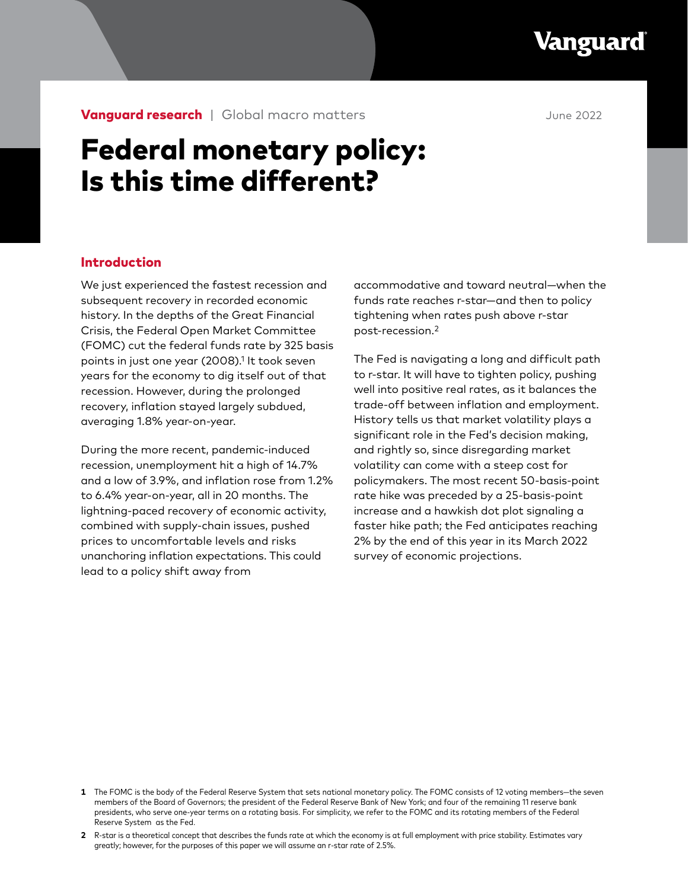**Vanguard research** | Global macro matters

June 2022

# Federal monetary policy: Is this time different?

## Introduction

We just experienced the fastest recession and subsequent recovery in recorded economic history. In the depths of the Great Financial Crisis, the Federal Open Market Committee (FOMC) cut the federal funds rate by 325 basis points in just one year (2008).[1] It took seven years for the economy to dig itself out of that recession. However, during the prolonged recovery, inflation stayed largely subdued, averaging 1.8% year-on-year.

During the more recent, pandemic-induced recession, unemployment hit a high of 14.7% and a low of 3.9%, and inflation rose from 1.2% to 6.4% year-on-year, all in 20 months. The lightning-paced recovery of economic activity, combined with supply-chain issues, pushed prices to uncomfortable levels and risks unanchoring inflation expectations. This could lead to a policy shift away from accommodative and toward neutral—when the funds rate reaches r-star—and then to policy tightening when rates push above r-star post-recession.[2]

The Fed is navigating a long and difficult path to r-star. It will have to tighten policy, pushing well into positive real rates, as it balances the trade-off between inflation and employment. History tells us that market volatility plays a significant role in the Fed's decision making, and rightly so, since disregarding market volatility can come with a steep cost for policymakers. The most recent 50-basis-point rate hike was preceded by a 25-basis-point increase and a hawkish dot plot signaling a faster hike path; the Fed anticipates reaching 2% by the end of this year in its March 2022 survey of economic projections.

**1** The FOMC is the body of the Federal Reserve System that sets national monetary policy. The FOMC consists of 12 voting members—the seven members of the Board of Governors; the president of the Federal Reserve Bank of New York; and four of the remaining 11 reserve bank presidents, who serve one-year terms on a rotating basis. For simplicity, we refer to the FOMC and its rotating members of the Federal Reserve System as the Fed.

**2** R-star is a theoretical concept that describes the funds rate at which the economy is at full employment with price stability. Estimates vary greatly; however, for the purposes of this paper we will assume an r-star rate of 2.5%.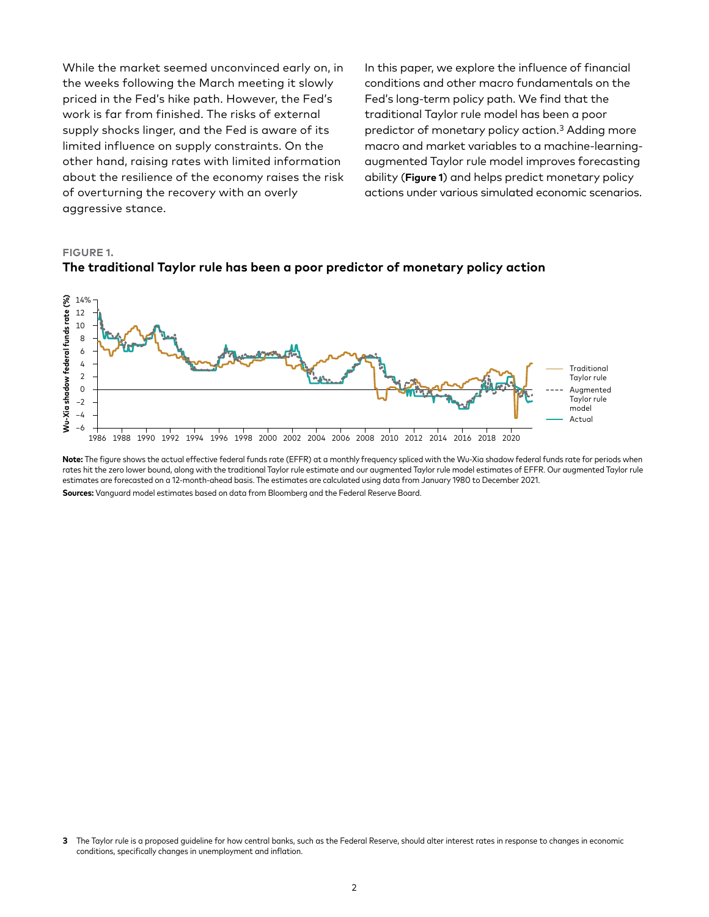While the market seemed unconvinced early on, in the weeks following the March meeting it slowly priced in the Fed's hike path. However, the Fed's work is far from finished. The risks of external supply shocks linger, and the Fed is aware of its limited influence on supply constraints. On the other hand, raising rates with limited information about the resilience of the economy raises the risk of overturning the recovery with an overly aggressive stance.

In this paper, we explore the influence of financial conditions and other macro fundamentals on the Fed's long-term policy path. We find that the traditional Taylor rule model has been a poor predictor of monetary policy action.[3] Adding more macro and market variables to a machine-learning-augmented Taylor rule model improves forecasting ability (**Figure 1**) and helps predict monetary policy actions under various simulated economic scenarios.

**FIGURE 1.**

**The traditional Taylor rule has been a poor predictor of monetary policy action**

**Note:** The figure shows the actual effective federal funds rate (EFFR) at a monthly frequency spliced with the Wu-Xia shadow federal funds rate for periods when rates hit the zero lower bound, along with the traditional Taylor rule estimate and our augmented Taylor rule model estimates of EFFR. Our augmented Taylor rule estimates are forecasted on a 12-month-ahead basis. The estimates are calculated using data from January 1980 to December 2021.

**Sources:** Vanguard model estimates based on data from Bloomberg and the Federal Reserve Board.

[3] The Taylor rule is a proposed guideline for how central banks, such as the Federal Reserve, should alter interest rates in response to changes in economic conditions, specifically changes in unemployment and inflation.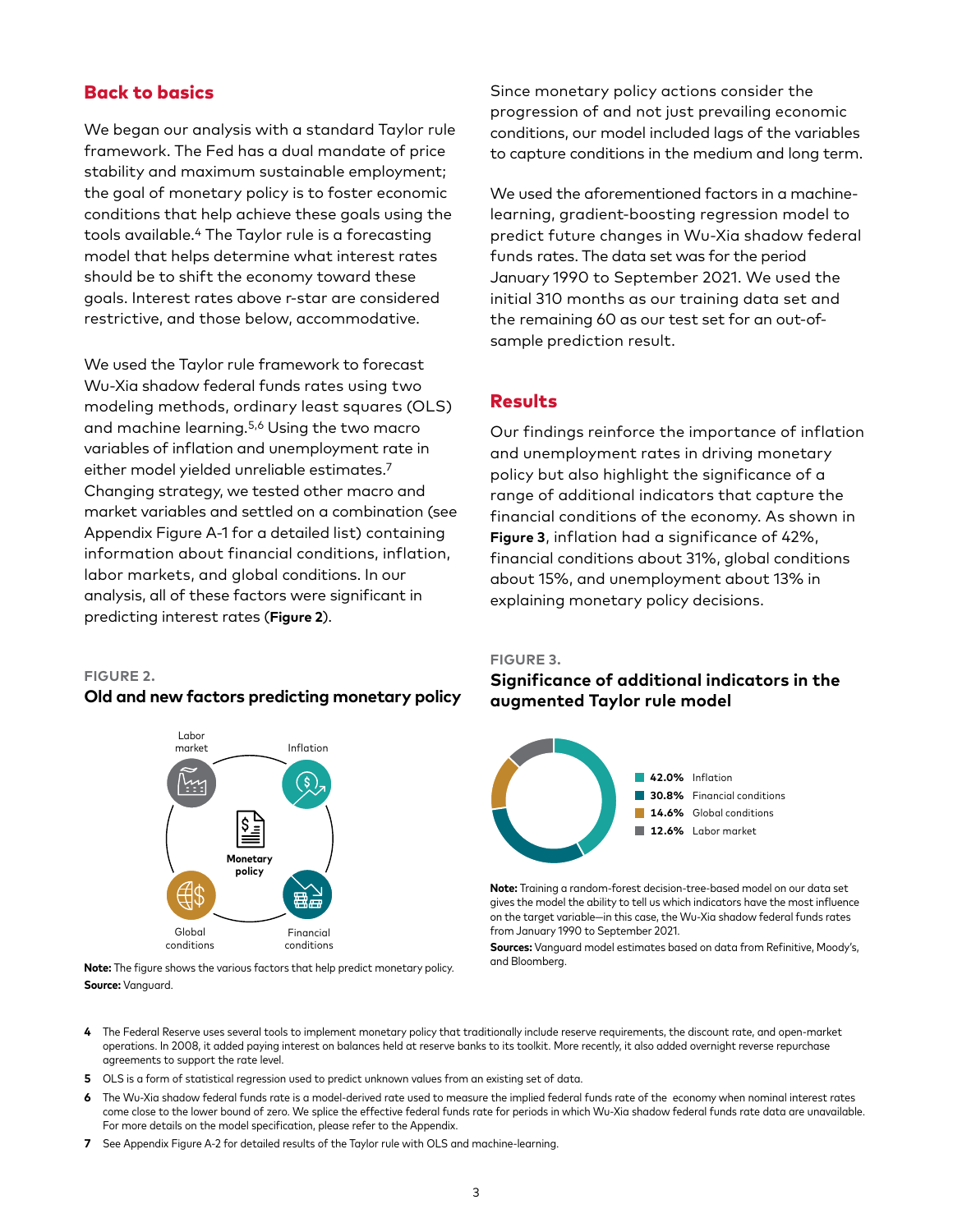## Back to basics

We began our analysis with a standard Taylor rule framework. The Fed has a dual mandate of price stability and maximum sustainable employment; the goal of monetary policy is to foster economic conditions that help achieve these goals using the tools available.[4] The Taylor rule is a forecasting model that helps determine what interest rates should be to shift the economy toward these goals. Interest rates above r-star are considered restrictive, and those below, accommodative.

We used the Taylor rule framework to forecast Wu-Xia shadow federal funds rates using two modeling methods, ordinary least squares (OLS) and machine learning.[5,6] Using the two macro variables of inflation and unemployment rate in either model yielded unreliable estimates.[7] Changing strategy, we tested other macro and market variables and settled on a combination (see Appendix Figure A-1 for a detailed list) containing information about financial conditions, inflation, labor markets, and global conditions. In our analysis, all of these factors were significant in predicting interest rates (**Figure 2**).

Since monetary policy actions consider the progression of and not just prevailing economic conditions, our model included lags of the variables to capture conditions in the medium and long term.

We used the aforementioned factors in a machine-learning, gradient-boosting regression model to predict future changes in Wu-Xia shadow federal funds rates. The data set was for the period January 1990 to September 2021. We used the initial 310 months as our training data set and the remaining 60 as our test set for an out-of-sample prediction result.

**FIGURE 2.**

**Old and new factors predicting monetary policy**

Labor market — Inflation — Monetary policy — Global conditions — Financial conditions

**Note:** The figure shows the various factors that help predict monetary policy.
**Source:** Vanguard.

## Results

Our findings reinforce the importance of inflation and unemployment rates in driving monetary policy but also highlight the significance of a range of additional indicators that capture the financial conditions of the economy. As shown in **Figure 3**, inflation had a significance of 42%, financial conditions about 31%, global conditions about 15%, and unemployment about 13% in explaining monetary policy decisions.

**FIGURE 3.**

**Significance of additional indicators in the augmented Taylor rule model**

| Share | Indicator |
|---|---|
| 42.0% | Inflation |
| 30.8% | Financial conditions |
| 14.6% | Global conditions |
| 12.6% | Labor market |

**Note:** Training a random-forest decision-tree-based model on our data set gives the model the ability to tell us which indicators have the most influence on the target variable—in this case, the Wu-Xia shadow federal funds rates from January 1990 to September 2021.
**Sources:** Vanguard model estimates based on data from Refinitiv, Moody's, and Bloomberg.

---

4 The Federal Reserve uses several tools to implement monetary policy that traditionally include reserve requirements, the discount rate, and open-market operations. In 2008, it added paying interest on balances held at reserve banks to its toolkit. More recently, it also added overnight reverse repurchase agreements to support the rate level.

5 OLS is a form of statistical regression used to predict unknown values from an existing set of data.

6 The Wu-Xia shadow federal funds rate is a model-derived rate used to measure the implied federal funds rate of the economy when nominal interest rates come close to the lower bound of zero. We splice the effective federal funds rate for periods in which Wu-Xia shadow federal funds rate data are unavailable. For more details on the model specification, please refer to the Appendix.

7 See Appendix Figure A-2 for detailed results of the Taylor rule with OLS and machine-learning.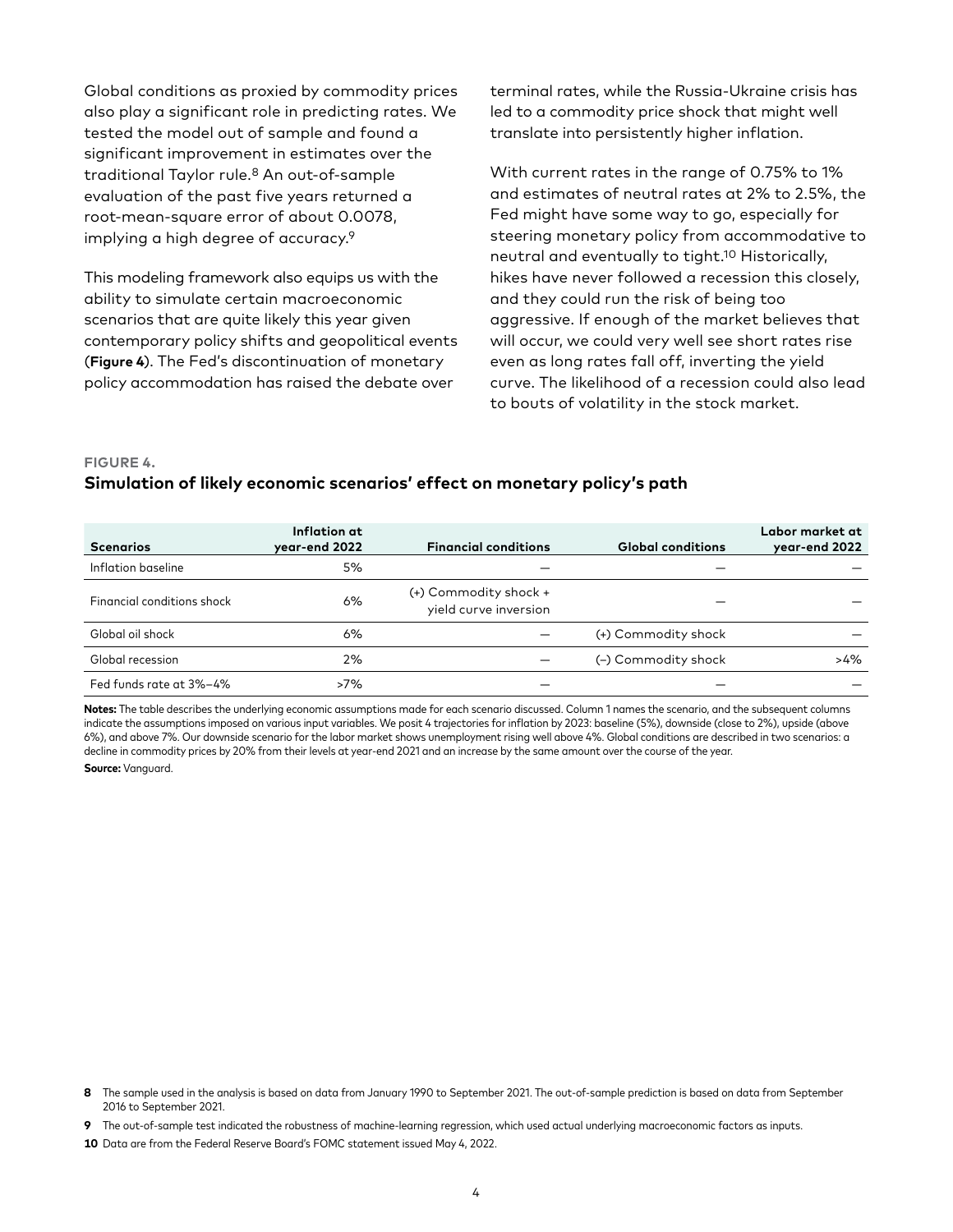Global conditions as proxied by commodity prices also play a significant role in predicting rates. We tested the model out of sample and found a significant improvement in estimates over the traditional Taylor rule.[8] An out-of-sample evaluation of the past five years returned a root-mean-square error of about 0.0078, implying a high degree of accuracy.[9]

This modeling framework also equips us with the ability to simulate certain macroeconomic scenarios that are quite likely this year given contemporary policy shifts and geopolitical events (**Figure 4**). The Fed's discontinuation of monetary policy accommodation has raised the debate over terminal rates, while the Russia-Ukraine crisis has led to a commodity price shock that might well translate into persistently higher inflation.

With current rates in the range of 0.75% to 1% and estimates of neutral rates at 2% to 2.5%, the Fed might have some way to go, especially for steering monetary policy from accommodative to neutral and eventually to tight.[10] Historically, hikes have never followed a recession this closely, and they could run the risk of being too aggressive. If enough of the market believes that will occur, we could very well see short rates rise even as long rates fall off, inverting the yield curve. The likelihood of a recession could also lead to bouts of volatility in the stock market.

**FIGURE 4.**

### Simulation of likely economic scenarios' effect on monetary policy's path

| Scenarios | Inflation at year-end 2022 | Financial conditions | Global conditions | Labor market at year-end 2022 |
|---|---|---|---|---|
| Inflation baseline | 5% | — | — | — |
| Financial conditions shock | 6% | (+) Commodity shock + yield curve inversion | — | — |
| Global oil shock | 6% | — | (+) Commodity shock | — |
| Global recession | 2% | — | (–) Commodity shock | >4% |
| Fed funds rate at 3%–4% | >7% | — | — | — |

**Notes:** The table describes the underlying economic assumptions made for each scenario discussed. Column 1 names the scenario, and the subsequent columns indicate the assumptions imposed on various input variables. We posit 4 trajectories for inflation by 2023: baseline (5%), downside (close to 2%), upside (above 6%), and above 7%. Our downside scenario for the labor market shows unemployment rising well above 4%. Global conditions are described in two scenarios: a decline in commodity prices by 20% from their levels at year-end 2021 and an increase by the same amount over the course of the year.

**Source:** Vanguard.

8 The sample used in the analysis is based on data from January 1990 to September 2021. The out-of-sample prediction is based on data from September 2016 to September 2021.

9 The out-of-sample test indicated the robustness of machine-learning regression, which used actual underlying macroeconomic factors as inputs.

10 Data are from the Federal Reserve Board's FOMC statement issued May 4, 2022.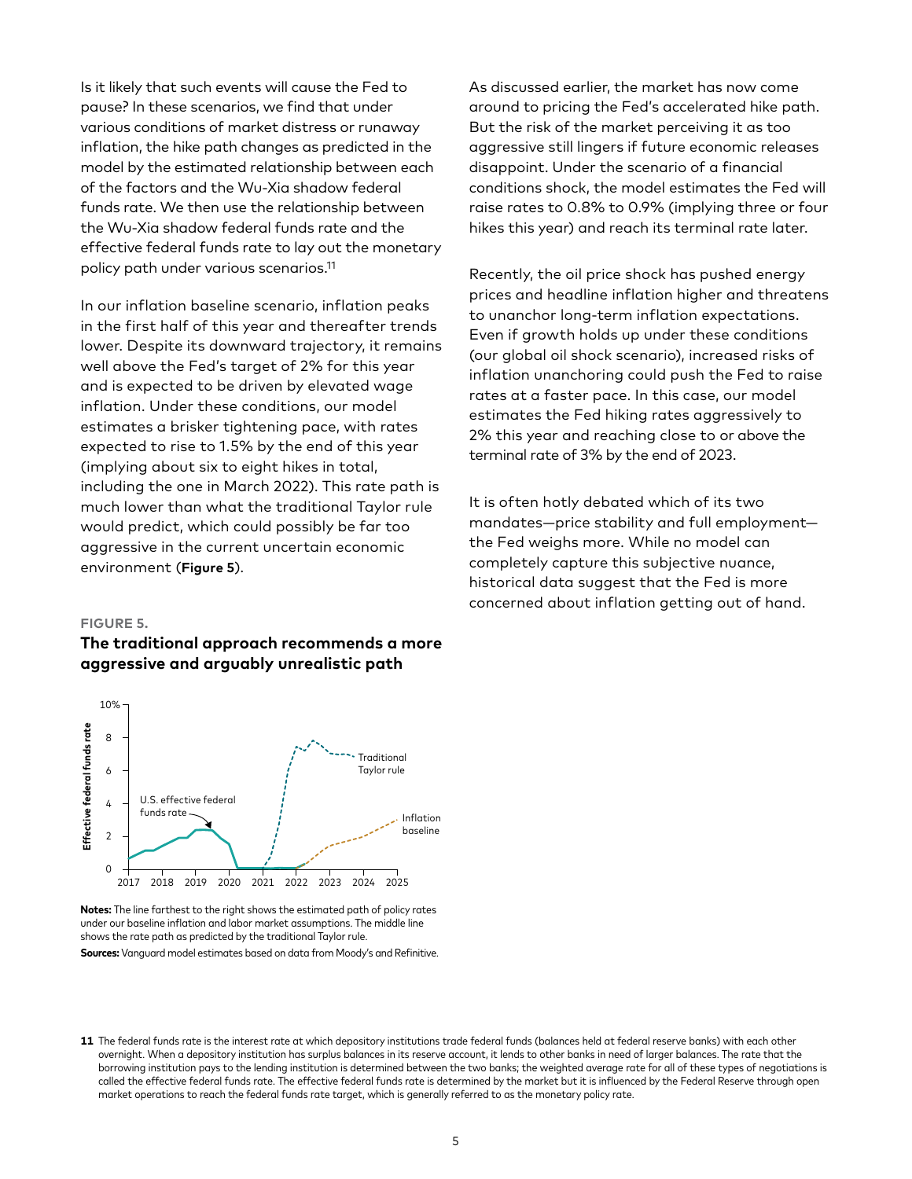Is it likely that such events will cause the Fed to pause? In these scenarios, we find that under various conditions of market distress or runaway inflation, the hike path changes as predicted in the model by the estimated relationship between each of the factors and the Wu-Xia shadow federal funds rate. We then use the relationship between the Wu-Xia shadow federal funds rate and the effective federal funds rate to lay out the monetary policy path under various scenarios.[11]

In our inflation baseline scenario, inflation peaks in the first half of this year and thereafter trends lower. Despite its downward trajectory, it remains well above the Fed's target of 2% for this year and is expected to be driven by elevated wage inflation. Under these conditions, our model estimates a brisker tightening pace, with rates expected to rise to 1.5% by the end of this year (implying about six to eight hikes in total, including the one in March 2022). This rate path is much lower than what the traditional Taylor rule would predict, which could possibly be far too aggressive in the current uncertain economic environment (**Figure 5**).

**FIGURE 5.**

**The traditional approach recommends a more aggressive and arguably unrealistic path**

**Notes:** The line farthest to the right shows the estimated path of policy rates under our baseline inflation and labor market assumptions. The middle line shows the rate path as predicted by the traditional Taylor rule.

**Sources:** Vanguard model estimates based on data from Moody's and Refinitiv.

As discussed earlier, the market has now come around to pricing the Fed's accelerated hike path. But the risk of the market perceiving it as too aggressive still lingers if future economic releases disappoint. Under the scenario of a financial conditions shock, the model estimates the Fed will raise rates to 0.8% to 0.9% (implying three or four hikes this year) and reach its terminal rate later.

Recently, the oil price shock has pushed energy prices and headline inflation higher and threatens to unanchor long-term inflation expectations. Even if growth holds up under these conditions (our global oil shock scenario), increased risks of inflation unanchoring could push the Fed to raise rates at a faster pace. In this case, our model estimates the Fed hiking rates aggressively to 2% this year and reaching close to or above the terminal rate of 3% by the end of 2023.

It is often hotly debated which of its two mandates—price stability and full employment—the Fed weighs more. While no model can completely capture this subjective nuance, historical data suggest that the Fed is more concerned about inflation getting out of hand.

---

[11] The federal funds rate is the interest rate at which depository institutions trade federal funds (balances held at federal reserve banks) with each other overnight. When a depository institution has surplus balances in its reserve account, it lends to other banks in need of larger balances. The rate that the borrowing institution pays to the lending institution is determined between the two banks; the weighted average rate for all of these types of negotiations is called the effective federal funds rate. The effective federal funds rate is determined by the market but it is influenced by the Federal Reserve through open market operations to reach the federal funds rate target, which is generally referred to as the monetary policy rate.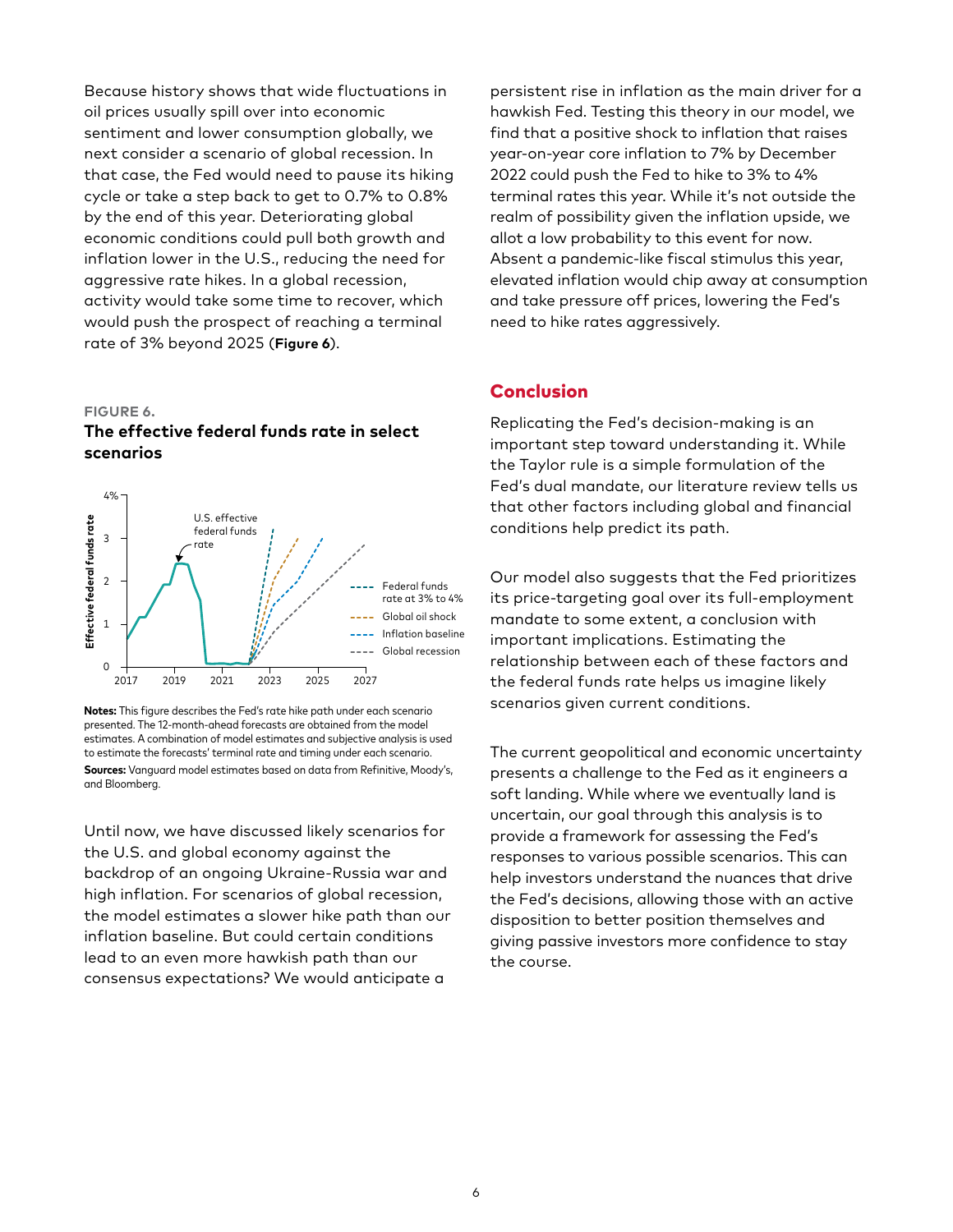Because history shows that wide fluctuations in oil prices usually spill over into economic sentiment and lower consumption globally, we next consider a scenario of global recession. In that case, the Fed would need to pause its hiking cycle or take a step back to get to 0.7% to 0.8% by the end of this year. Deteriorating global economic conditions could pull both growth and inflation lower in the U.S., reducing the need for aggressive rate hikes. In a global recession, activity would take some time to recover, which would push the prospect of reaching a terminal rate of 3% beyond 2025 (**Figure 6**).

**FIGURE 6.**

**The effective federal funds rate in select scenarios**

**Notes:** This figure describes the Fed's rate hike path under each scenario presented. The 12-month-ahead forecasts are obtained from the model estimates. A combination of model estimates and subjective analysis is used to estimate the forecasts' terminal rate and timing under each scenario.

**Sources:** Vanguard model estimates based on data from Refinitiv, Moody's, and Bloomberg.

Until now, we have discussed likely scenarios for the U.S. and global economy against the backdrop of an ongoing Ukraine-Russia war and high inflation. For scenarios of global recession, the model estimates a slower hike path than our inflation baseline. But could certain conditions lead to an even more hawkish path than our consensus expectations? We would anticipate a persistent rise in inflation as the main driver for a hawkish Fed. Testing this theory in our model, we find that a positive shock to inflation that raises year-on-year core inflation to 7% by December 2022 could push the Fed to hike to 3% to 4% terminal rates this year. While it's not outside the realm of possibility given the inflation upside, we allot a low probability to this event for now. Absent a pandemic-like fiscal stimulus this year, elevated inflation would chip away at consumption and take pressure off prices, lowering the Fed's need to hike rates aggressively.

## Conclusion

Replicating the Fed's decision-making is an important step toward understanding it. While the Taylor rule is a simple formulation of the Fed's dual mandate, our literature review tells us that other factors including global and financial conditions help predict its path.

Our model also suggests that the Fed prioritizes its price-targeting goal over its full-employment mandate to some extent, a conclusion with important implications. Estimating the relationship between each of these factors and the federal funds rate helps us imagine likely scenarios given current conditions.

The current geopolitical and economic uncertainty presents a challenge to the Fed as it engineers a soft landing. While where we eventually land is uncertain, our goal through this analysis is to provide a framework for assessing the Fed's responses to various possible scenarios. This can help investors understand the nuances that drive the Fed's decisions, allowing those with an active disposition to better position themselves and giving passive investors more confidence to stay the course.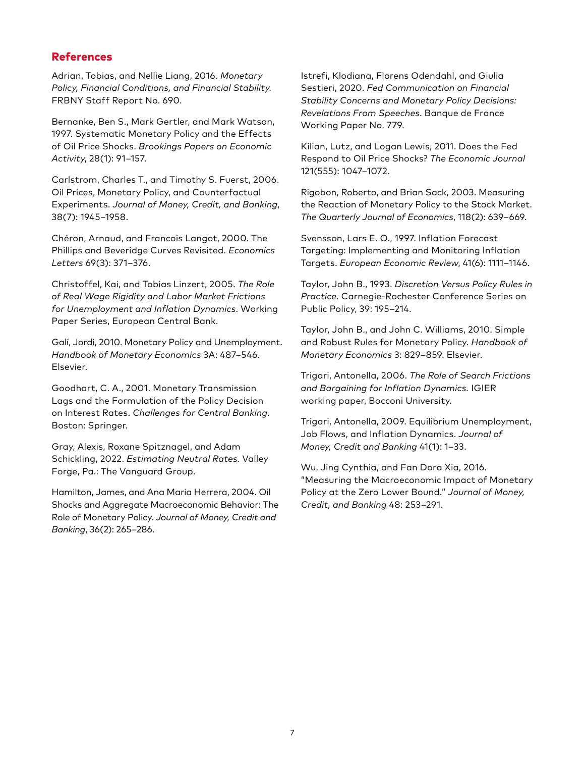## References

Adrian, Tobias, and Nellie Liang, 2016. *Monetary Policy, Financial Conditions, and Financial Stability.* FRBNY Staff Report No. 690.

Bernanke, Ben S., Mark Gertler, and Mark Watson, 1997. Systematic Monetary Policy and the Effects of Oil Price Shocks. *Brookings Papers on Economic Activity*, 28(1): 91–157.

Carlstrom, Charles T., and Timothy S. Fuerst, 2006. Oil Prices, Monetary Policy, and Counterfactual Experiments. *Journal of Money, Credit, and Banking*, 38(7): 1945–1958.

Chéron, Arnaud, and Francois Langot, 2000. The Phillips and Beveridge Curves Revisited. *Economics Letters* 69(3): 371–376.

Christoffel, Kai, and Tobias Linzert, 2005. *The Role of Real Wage Rigidity and Labor Market Frictions for Unemployment and Inflation Dynamics*. Working Paper Series, European Central Bank.

Galí, Jordi, 2010. Monetary Policy and Unemployment. *Handbook of Monetary Economics* 3A: 487–546. Elsevier.

Goodhart, C. A., 2001. Monetary Transmission Lags and the Formulation of the Policy Decision on Interest Rates. *Challenges for Central Banking*. Boston: Springer.

Gray, Alexis, Roxane Spitznagel, and Adam Schickling, 2022. *Estimating Neutral Rates.* Valley Forge, Pa.: The Vanguard Group.

Hamilton, James, and Ana Maria Herrera, 2004. Oil Shocks and Aggregate Macroeconomic Behavior: The Role of Monetary Policy. *Journal of Money, Credit and Banking*, 36(2): 265–286.

Istrefi, Klodiana, Florens Odendahl, and Giulia Sestieri, 2020. *Fed Communication on Financial Stability Concerns and Monetary Policy Decisions: Revelations From Speeches*. Banque de France Working Paper No. 779.

Kilian, Lutz, and Logan Lewis, 2011. Does the Fed Respond to Oil Price Shocks? *The Economic Journal* 121(555): 1047–1072.

Rigobon, Roberto, and Brian Sack, 2003. Measuring the Reaction of Monetary Policy to the Stock Market. *The Quarterly Journal of Economics*, 118(2): 639–669.

Svensson, Lars E. O., 1997. Inflation Forecast Targeting: Implementing and Monitoring Inflation Targets. *European Economic Review*, 41(6): 1111–1146.

Taylor, John B., 1993. *Discretion Versus Policy Rules in Practice.* Carnegie-Rochester Conference Series on Public Policy, 39: 195–214.

Taylor, John B., and John C. Williams, 2010. Simple and Robust Rules for Monetary Policy. *Handbook of Monetary Economics* 3: 829–859. Elsevier.

Trigari, Antonella, 2006. *The Role of Search Frictions and Bargaining for Inflation Dynamics.* IGIER working paper, Bocconi University.

Trigari, Antonella, 2009. Equilibrium Unemployment, Job Flows, and Inflation Dynamics. *Journal of Money, Credit and Banking* 41(1): 1–33.

Wu, Jing Cynthia, and Fan Dora Xia, 2016. "Measuring the Macroeconomic Impact of Monetary Policy at the Zero Lower Bound." *Journal of Money, Credit, and Banking* 48: 253–291.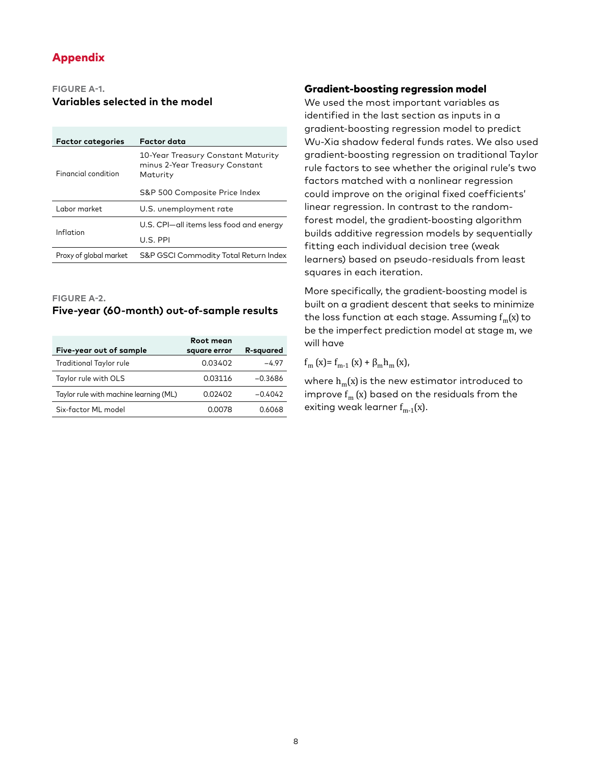# Appendix

**FIGURE A-1.**
**Variables selected in the model**

| Factor categories | Factor data |
|---|---|
| Financial condition | 10-Year Treasury Constant Maturity minus 2-Year Treasury Constant Maturity |
| | S&P 500 Composite Price Index |
| Labor market | U.S. unemployment rate |
| Inflation | U.S. CPI—all items less food and energy |
| | U.S. PPI |
| Proxy of global market | S&P GSCI Commodity Total Return Index |

**FIGURE A-2.**
**Five-year (60-month) out-of-sample results**

| Five-year out of sample | Root mean square error | R-squared |
|---|---|---|
| Traditional Taylor rule | 0.03402 | −4.97 |
| Taylor rule with OLS | 0.03116 | −0.3686 |
| Taylor rule with machine learning (ML) | 0.02402 | −0.4042 |
| Six-factor ML model | 0.0078 | 0.6068 |

## Gradient-boosting regression model

We used the most important variables as identified in the last section as inputs in a gradient-boosting regression model to predict Wu-Xia shadow federal funds rates. We also used gradient-boosting regression on traditional Taylor rule factors to see whether the original rule's two factors matched with a nonlinear regression could improve on the original fixed coefficients' linear regression. In contrast to the random-forest model, the gradient-boosting algorithm builds additive regression models by sequentially fitting each individual decision tree (weak learners) based on pseudo-residuals from least squares in each iteration.

More specifically, the gradient-boosting model is built on a gradient descent that seeks to minimize the loss function at each stage. Assuming $f_m(x)$ to be the imperfect prediction model at stage $m$, we will have

$$f_m(x) = f_{m-1}(x) + \beta_m h_m(x),$$

where $h_m(x)$ is the new estimator introduced to improve $f_m(x)$ based on the residuals from the exiting weak learner $f_{m-1}(x)$.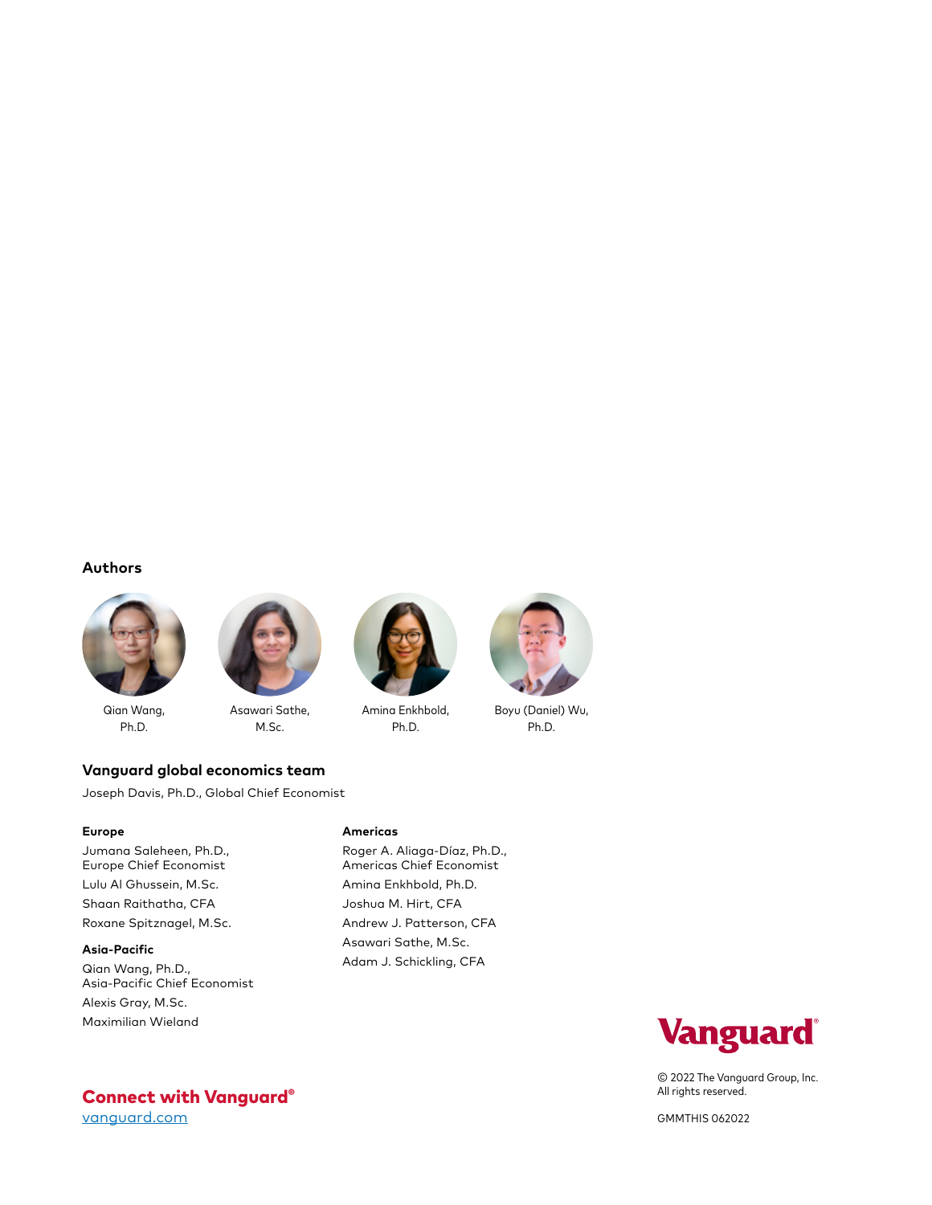## Authors

Qian Wang, Ph.D.

Asawari Sathe, M.Sc.

Amina Enkhbold, Ph.D.

Boyu (Daniel) Wu, Ph.D.

## Vanguard global economics team

Joseph Davis, Ph.D., Global Chief Economist

**Europe**

Jumana Saleheen, Ph.D., Europe Chief Economist

Lulu Al Ghussein, M.Sc.

Shaan Raithatha, CFA

Roxane Spitznagel, M.Sc.

**Asia-Pacific**

Qian Wang, Ph.D., Asia-Pacific Chief Economist

Alexis Gray, M.Sc.

Maximilian Wieland

**Americas**

Roger A. Aliaga-Díaz, Ph.D., Americas Chief Economist

Amina Enkhbold, Ph.D.

Joshua M. Hirt, CFA

Andrew J. Patterson, CFA

Asawari Sathe, M.Sc.

Adam J. Schickling, CFA

**Connect with Vanguard®**

vanguard.com

Vanguard®

© 2022 The Vanguard Group, Inc.
All rights reserved.

GMMTHIS 062022